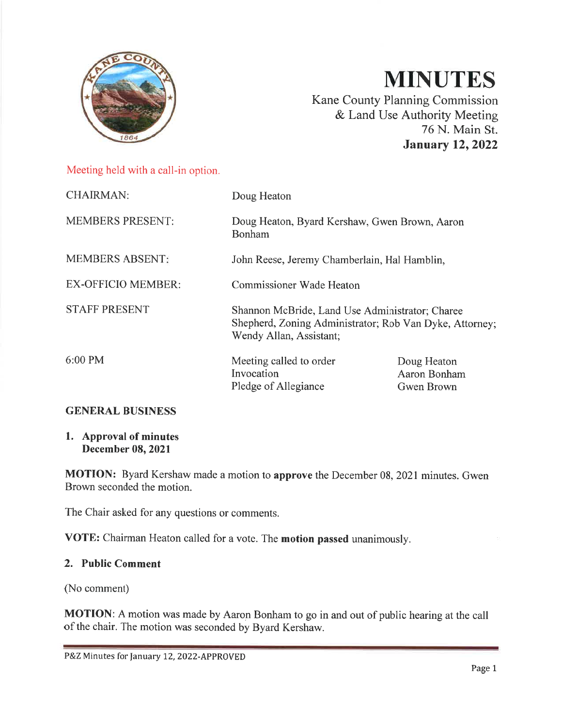# MINUTES

Kane County Planning Commission & Land Use Authority Meeting
76 N. Main St.
**January 12, 2022**

Meeting held with a call-in option.

| | | |
|---|---|---|
| CHAIRMAN: | Doug Heaton | |
| MEMBERS PRESENT: | Doug Heaton, Byard Kershaw, Gwen Brown, Aaron Bonham | |
| MEMBERS ABSENT: | John Reese, Jeremy Chamberlain, Hal Hamblin, | |
| EX-OFFICIO MEMBER: | Commissioner Wade Heaton | |
| STAFF PRESENT | Shannon McBride, Land Use Administrator; Charee Shepherd, Zoning Administrator; Rob Van Dyke, Attorney; Wendy Allan, Assistant; | |
| 6:00 PM | Meeting called to order | Doug Heaton |
| | Invocation | Aaron Bonham |
| | Pledge of Allegiance | Gwen Brown |

## GENERAL BUSINESS

**1. Approval of minutes December 08, 2021**

**MOTION:** Byard Kershaw made a motion to **approve** the December 08, 2021 minutes. Gwen Brown seconded the motion.

The Chair asked for any questions or comments.

**VOTE:** Chairman Heaton called for a vote. The **motion passed** unanimously.

**2. Public Comment**

(No comment)

**MOTION**: A motion was made by Aaron Bonham to go in and out of public hearing at the call of the chair. The motion was seconded by Byard Kershaw.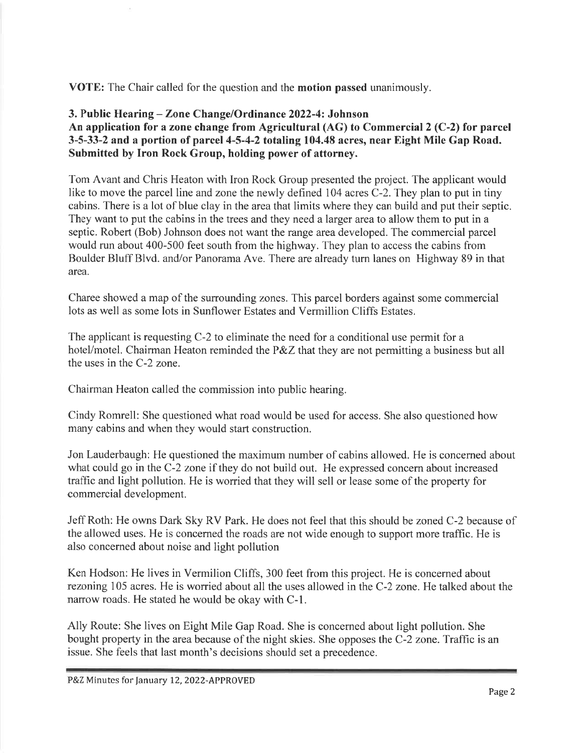**VOTE:** The Chair called for the question and the **motion passed** unanimously.

### 3. Public Hearing – Zone Change/Ordinance 2022-4: Johnson
### An application for a zone change from Agricultural (AG) to Commercial 2 (C-2) for parcel 3-5-33-2 and a portion of parcel 4-5-4-2 totaling 104.48 acres, near Eight Mile Gap Road. Submitted by Iron Rock Group, holding power of attorney.

Tom Avant and Chris Heaton with Iron Rock Group presented the project. The applicant would like to move the parcel line and zone the newly defined 104 acres C-2. They plan to put in tiny cabins. There is a lot of blue clay in the area that limits where they can build and put their septic. They want to put the cabins in the trees and they need a larger area to allow them to put in a septic. Robert (Bob) Johnson does not want the range area developed. The commercial parcel would run about 400-500 feet south from the highway. They plan to access the cabins from Boulder Bluff Blvd. and/or Panorama Ave. There are already turn lanes on Highway 89 in that area.

Charee showed a map of the surrounding zones. This parcel borders against some commercial lots as well as some lots in Sunflower Estates and Vermillion Cliffs Estates.

The applicant is requesting C-2 to eliminate the need for a conditional use permit for a hotel/motel. Chairman Heaton reminded the P&Z that they are not permitting a business but all the uses in the C-2 zone.

Chairman Heaton called the commission into public hearing.

Cindy Romrell: She questioned what road would be used for access. She also questioned how many cabins and when they would start construction.

Jon Lauderbaugh: He questioned the maximum number of cabins allowed. He is concerned about what could go in the C-2 zone if they do not build out. He expressed concern about increased traffic and light pollution. He is worried that they will sell or lease some of the property for commercial development.

Jeff Roth: He owns Dark Sky RV Park. He does not feel that this should be zoned C-2 because of the allowed uses. He is concerned the roads are not wide enough to support more traffic. He is also concerned about noise and light pollution

Ken Hodson: He lives in Vermilion Cliffs, 300 feet from this project. He is concerned about rezoning 105 acres. He is worried about all the uses allowed in the C-2 zone. He talked about the narrow roads. He stated he would be okay with C-1.

Ally Route: She lives on Eight Mile Gap Road. She is concerned about light pollution. She bought property in the area because of the night skies. She opposes the C-2 zone. Traffic is an issue. She feels that last month's decisions should set a precedence.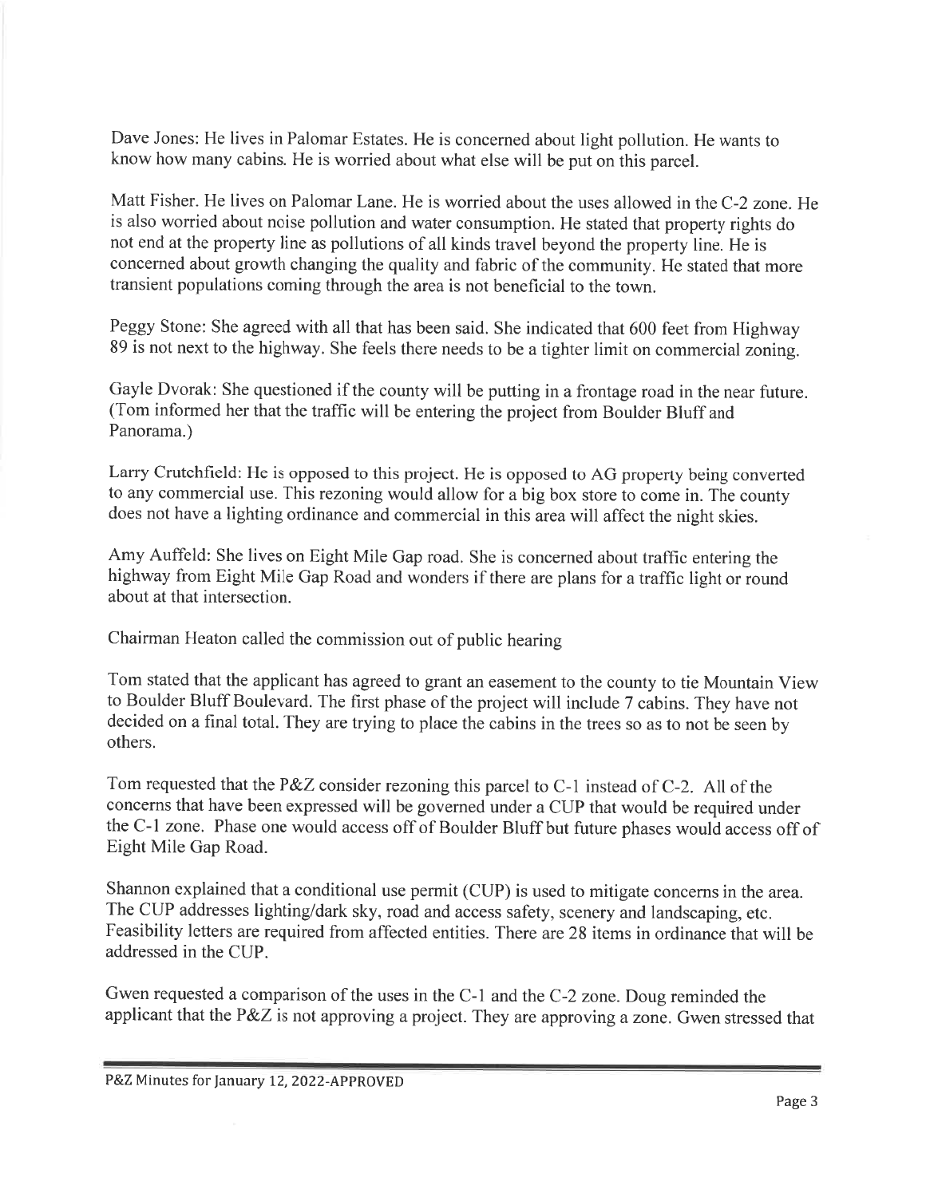Dave Jones: He lives in Palomar Estates. He is concerned about light pollution. He wants to know how many cabins. He is worried about what else will be put on this parcel.

Matt Fisher. He lives on Palomar Lane. He is worried about the uses allowed in the C-2 zone. He is also worried about noise pollution and water consumption. He stated that property rights do not end at the property line as pollutions of all kinds travel beyond the property line. He is concerned about growth changing the quality and fabric of the community. He stated that more transient populations coming through the area is not beneficial to the town.

Peggy Stone: She agreed with all that has been said. She indicated that 600 feet from Highway 89 is not next to the highway. She feels there needs to be a tighter limit on commercial zoning.

Gayle Dvorak: She questioned if the county will be putting in a frontage road in the near future. (Tom informed her that the traffic will be entering the project from Boulder Bluff and Panorama.)

Larry Crutchfield: He is opposed to this project. He is opposed to AG property being converted to any commercial use. This rezoning would allow for a big box store to come in. The county does not have a lighting ordinance and commercial in this area will affect the night skies.

Amy Auffeld: She lives on Eight Mile Gap road. She is concerned about traffic entering the highway from Eight Mile Gap Road and wonders if there are plans for a traffic light or round about at that intersection.

Chairman Heaton called the commission out of public hearing

Tom stated that the applicant has agreed to grant an easement to the county to tie Mountain View to Boulder Bluff Boulevard. The first phase of the project will include 7 cabins. They have not decided on a final total. They are trying to place the cabins in the trees so as to not be seen by others.

Tom requested that the P&Z consider rezoning this parcel to C-1 instead of C-2. All of the concerns that have been expressed will be governed under a CUP that would be required under the C-1 zone. Phase one would access off of Boulder Bluff but future phases would access off of Eight Mile Gap Road.

Shannon explained that a conditional use permit (CUP) is used to mitigate concerns in the area. The CUP addresses lighting/dark sky, road and access safety, scenery and landscaping, etc. Feasibility letters are required from affected entities. There are 28 items in ordinance that will be addressed in the CUP.

Gwen requested a comparison of the uses in the C-1 and the C-2 zone. Doug reminded the applicant that the P&Z is not approving a project. They are approving a zone. Gwen stressed that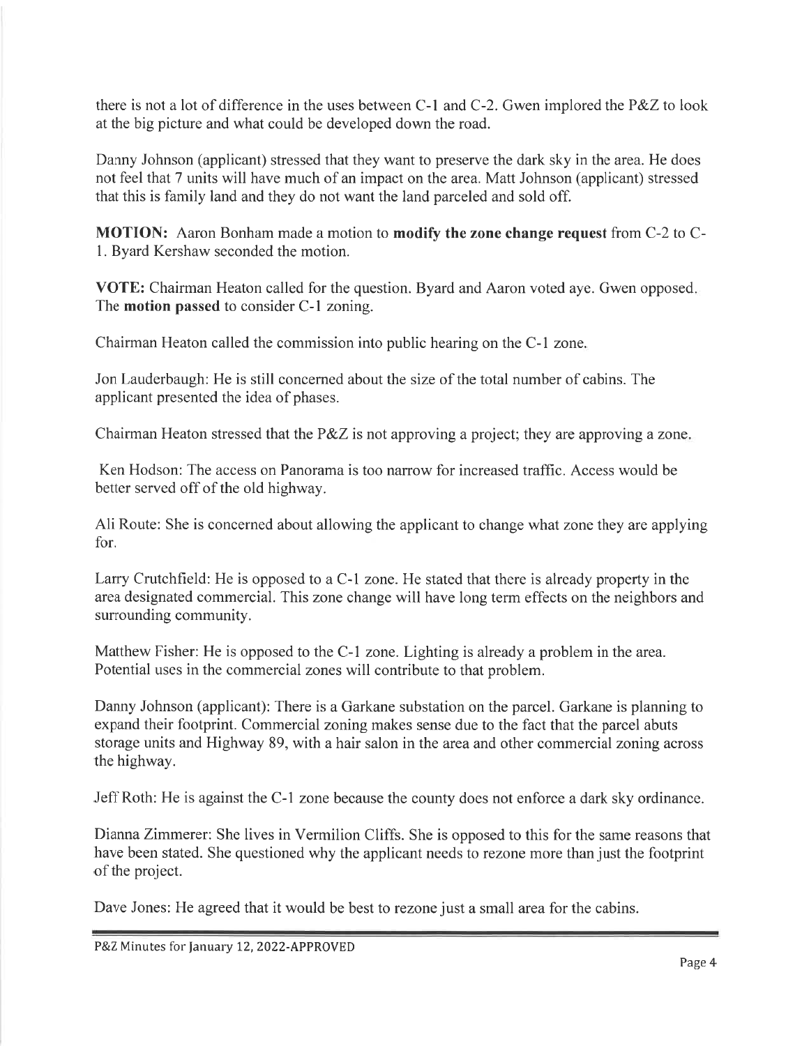there is not a lot of difference in the uses between C-1 and C-2. Gwen implored the P&Z to look at the big picture and what could be developed down the road.

Danny Johnson (applicant) stressed that they want to preserve the dark sky in the area. He does not feel that 7 units will have much of an impact on the area. Matt Johnson (applicant) stressed that this is family land and they do not want the land parceled and sold off.

**MOTION:** Aaron Bonham made a motion to **modify the zone change request** from C-2 to C-1. Byard Kershaw seconded the motion.

**VOTE:** Chairman Heaton called for the question. Byard and Aaron voted aye. Gwen opposed. The **motion passed** to consider C-1 zoning.

Chairman Heaton called the commission into public hearing on the C-1 zone.

Jon Lauderbaugh: He is still concerned about the size of the total number of cabins. The applicant presented the idea of phases.

Chairman Heaton stressed that the P&Z is not approving a project; they are approving a zone.

Ken Hodson: The access on Panorama is too narrow for increased traffic. Access would be better served off of the old highway.

Ali Route: She is concerned about allowing the applicant to change what zone they are applying for.

Larry Crutchfield: He is opposed to a C-1 zone. He stated that there is already property in the area designated commercial. This zone change will have long term effects on the neighbors and surrounding community.

Matthew Fisher: He is opposed to the C-1 zone. Lighting is already a problem in the area. Potential uses in the commercial zones will contribute to that problem.

Danny Johnson (applicant): There is a Garkane substation on the parcel. Garkane is planning to expand their footprint. Commercial zoning makes sense due to the fact that the parcel abuts storage units and Highway 89, with a hair salon in the area and other commercial zoning across the highway.

Jeff Roth: He is against the C-1 zone because the county does not enforce a dark sky ordinance.

Dianna Zimmerer: She lives in Vermilion Cliffs. She is opposed to this for the same reasons that have been stated. She questioned why the applicant needs to rezone more than just the footprint of the project.

Dave Jones: He agreed that it would be best to rezone just a small area for the cabins.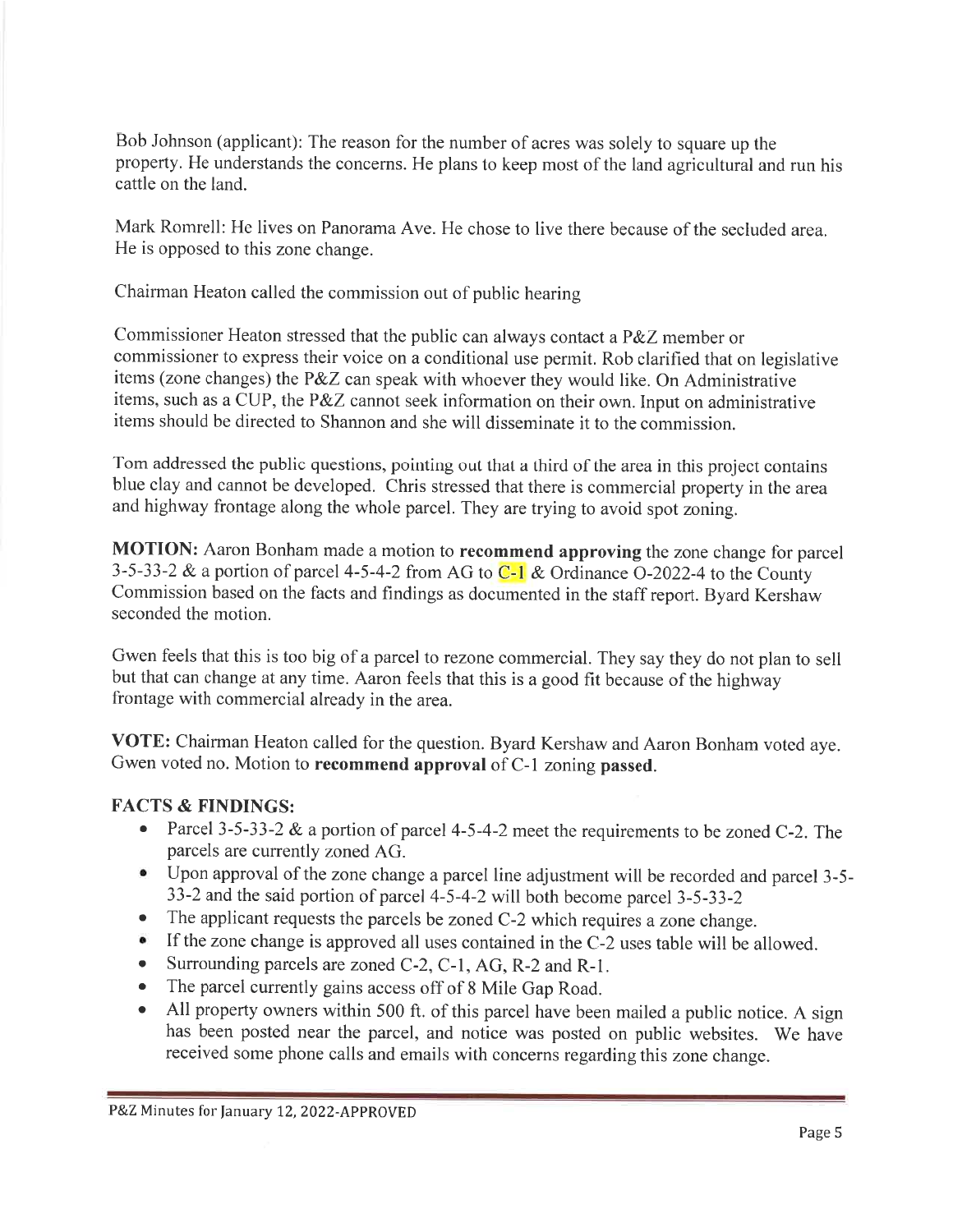Bob Johnson (applicant): The reason for the number of acres was solely to square up the property. He understands the concerns. He plans to keep most of the land agricultural and run his cattle on the land.

Mark Romrell: He lives on Panorama Ave. He chose to live there because of the secluded area. He is opposed to this zone change.

Chairman Heaton called the commission out of public hearing

Commissioner Heaton stressed that the public can always contact a P&Z member or commissioner to express their voice on a conditional use permit. Rob clarified that on legislative items (zone changes) the P&Z can speak with whoever they would like. On Administrative items, such as a CUP, the P&Z cannot seek information on their own. Input on administrative items should be directed to Shannon and she will disseminate it to the commission.

Tom addressed the public questions, pointing out that a third of the area in this project contains blue clay and cannot be developed. Chris stressed that there is commercial property in the area and highway frontage along the whole parcel. They are trying to avoid spot zoning.

**MOTION:** Aaron Bonham made a motion to **recommend approving** the zone change for parcel 3-5-33-2 & a portion of parcel 4-5-4-2 from AG to C-1 & Ordinance O-2022-4 to the County Commission based on the facts and findings as documented in the staff report. Byard Kershaw seconded the motion.

Gwen feels that this is too big of a parcel to rezone commercial. They say they do not plan to sell but that can change at any time. Aaron feels that this is a good fit because of the highway frontage with commercial already in the area.

**VOTE:** Chairman Heaton called for the question. Byard Kershaw and Aaron Bonham voted aye. Gwen voted no. Motion to **recommend approval** of C-1 zoning **passed**.

**FACTS & FINDINGS:**

- Parcel 3-5-33-2 & a portion of parcel 4-5-4-2 meet the requirements to be zoned C-2. The parcels are currently zoned AG.
- Upon approval of the zone change a parcel line adjustment will be recorded and parcel 3-5-33-2 and the said portion of parcel 4-5-4-2 will both become parcel 3-5-33-2
- The applicant requests the parcels be zoned C-2 which requires a zone change.
- If the zone change is approved all uses contained in the C-2 uses table will be allowed.
- Surrounding parcels are zoned C-2, C-1, AG, R-2 and R-1.
- The parcel currently gains access off of 8 Mile Gap Road.
- All property owners within 500 ft. of this parcel have been mailed a public notice. A sign has been posted near the parcel, and notice was posted on public websites. We have received some phone calls and emails with concerns regarding this zone change.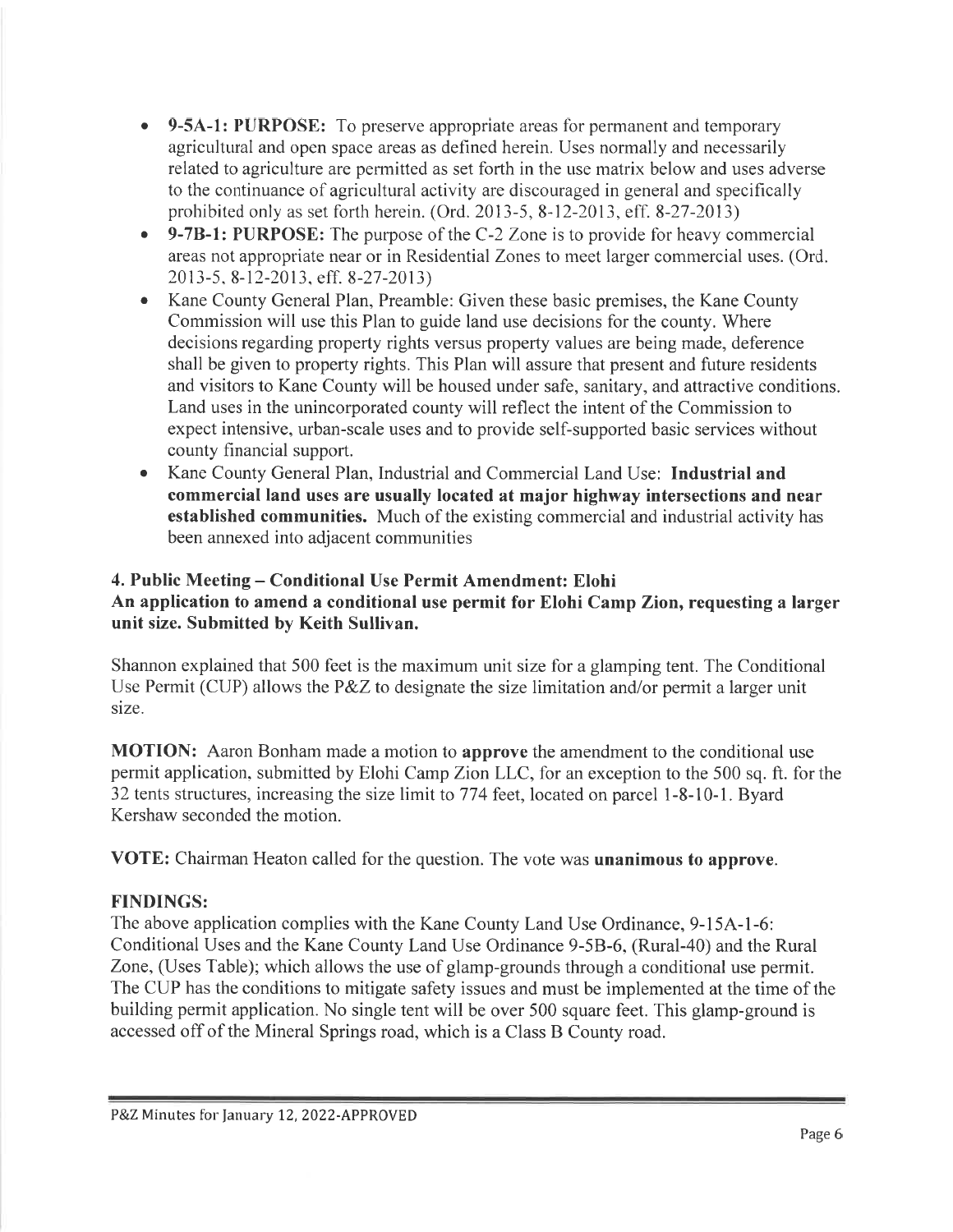- **9-5A-1: PURPOSE:** To preserve appropriate areas for permanent and temporary agricultural and open space areas as defined herein. Uses normally and necessarily related to agriculture are permitted as set forth in the use matrix below and uses adverse to the continuance of agricultural activity are discouraged in general and specifically prohibited only as set forth herein. (Ord. 2013-5, 8-12-2013, eff. 8-27-2013)
- **9-7B-1: PURPOSE:** The purpose of the C-2 Zone is to provide for heavy commercial areas not appropriate near or in Residential Zones to meet larger commercial uses. (Ord. 2013-5, 8-12-2013, eff. 8-27-2013)
- Kane County General Plan, Preamble: Given these basic premises, the Kane County Commission will use this Plan to guide land use decisions for the county. Where decisions regarding property rights versus property values are being made, deference shall be given to property rights. This Plan will assure that present and future residents and visitors to Kane County will be housed under safe, sanitary, and attractive conditions. Land uses in the unincorporated county will reflect the intent of the Commission to expect intensive, urban-scale uses and to provide self-supported basic services without county financial support.
- Kane County General Plan, Industrial and Commercial Land Use: **Industrial and commercial land uses are usually located at major highway intersections and near established communities.** Much of the existing commercial and industrial activity has been annexed into adjacent communities

**4. Public Meeting – Conditional Use Permit Amendment: Elohi**
**An application to amend a conditional use permit for Elohi Camp Zion, requesting a larger unit size. Submitted by Keith Sullivan.**

Shannon explained that 500 feet is the maximum unit size for a glamping tent. The Conditional Use Permit (CUP) allows the P&Z to designate the size limitation and/or permit a larger unit size.

**MOTION:** Aaron Bonham made a motion to **approve** the amendment to the conditional use permit application, submitted by Elohi Camp Zion LLC, for an exception to the 500 sq. ft. for the 32 tents structures, increasing the size limit to 774 feet, located on parcel 1-8-10-1. Byard Kershaw seconded the motion.

**VOTE:** Chairman Heaton called for the question. The vote was **unanimous to approve**.

**FINDINGS:**
The above application complies with the Kane County Land Use Ordinance, 9-15A-1-6: Conditional Uses and the Kane County Land Use Ordinance 9-5B-6, (Rural-40) and the Rural Zone, (Uses Table); which allows the use of glamp-grounds through a conditional use permit. The CUP has the conditions to mitigate safety issues and must be implemented at the time of the building permit application. No single tent will be over 500 square feet. This glamp-ground is accessed off of the Mineral Springs road, which is a Class B County road.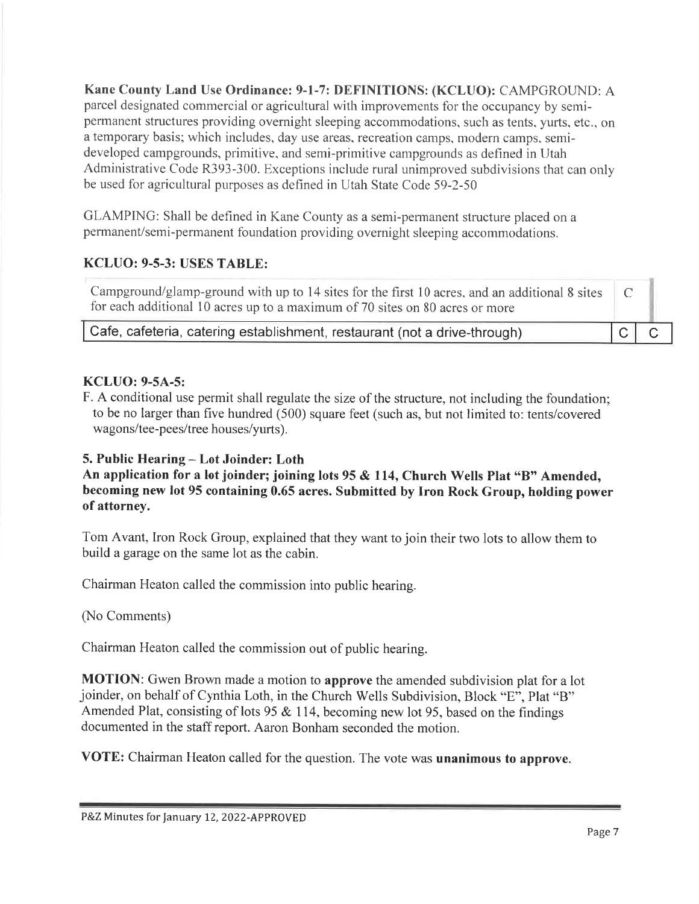**Kane County Land Use Ordinance: 9-1-7: DEFINITIONS: (KCLUO):** CAMPGROUND: A parcel designated commercial or agricultural with improvements for the occupancy by semi-permanent structures providing overnight sleeping accommodations, such as tents, yurts, etc., on a temporary basis; which includes, day use areas, recreation camps, modern camps, semi-developed campgrounds, primitive, and semi-primitive campgrounds as defined in Utah Administrative Code R393-300. Exceptions include rural unimproved subdivisions that can only be used for agricultural purposes as defined in Utah State Code 59-2-50

GLAMPING: Shall be defined in Kane County as a semi-permanent structure placed on a permanent/semi-permanent foundation providing overnight sleeping accommodations.

### KCLUO: 9-5-3: USES TABLE:

| | | |
|---|---|---|
| Campground/glamp-ground with up to 14 sites for the first 10 acres, and an additional 8 sites for each additional 10 acres up to a maximum of 70 sites on 80 acres or more | C | |
| Cafe, cafeteria, catering establishment, restaurant (not a drive-through) | C | C |

### KCLUO: 9-5A-5:

F. A conditional use permit shall regulate the size of the structure, not including the foundation; to be no larger than five hundred (500) square feet (such as, but not limited to: tents/covered wagons/tee-pees/tree houses/yurts).

### 5. Public Hearing – Lot Joinder: Loth

**An application for a lot joinder; joining lots 95 & 114, Church Wells Plat "B" Amended, becoming new lot 95 containing 0.65 acres. Submitted by Iron Rock Group, holding power of attorney.**

Tom Avant, Iron Rock Group, explained that they want to join their two lots to allow them to build a garage on the same lot as the cabin.

Chairman Heaton called the commission into public hearing.

(No Comments)

Chairman Heaton called the commission out of public hearing.

**MOTION**: Gwen Brown made a motion to **approve** the amended subdivision plat for a lot joinder, on behalf of Cynthia Loth, in the Church Wells Subdivision, Block "E", Plat "B" Amended Plat, consisting of lots 95 & 114, becoming new lot 95, based on the findings documented in the staff report. Aaron Bonham seconded the motion.

**VOTE:** Chairman Heaton called for the question. The vote was **unanimous to approve.**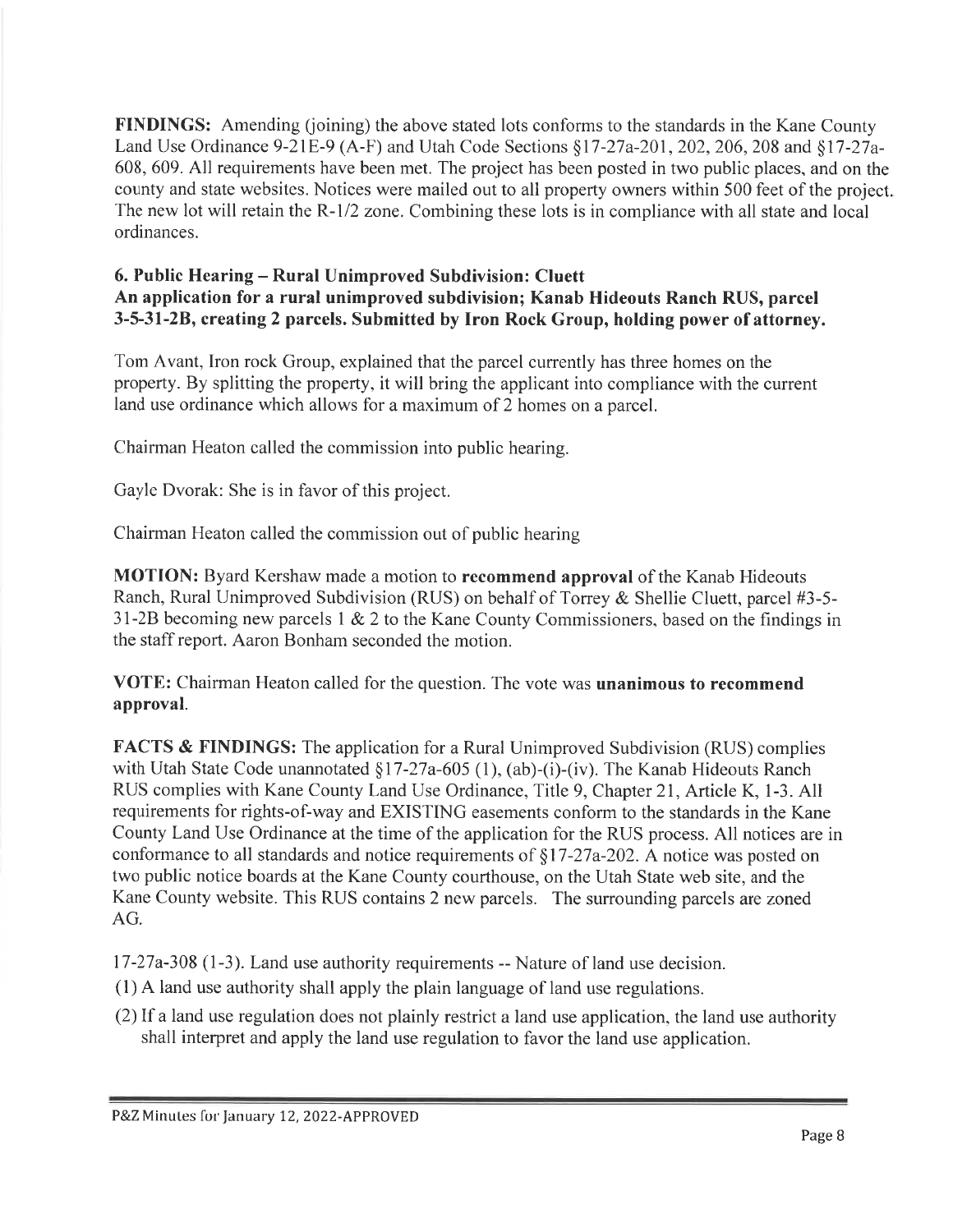**FINDINGS:** Amending (joining) the above stated lots conforms to the standards in the Kane County Land Use Ordinance 9-21E-9 (A-F) and Utah Code Sections §17-27a-201, 202, 206, 208 and §17-27a-608, 609. All requirements have been met. The project has been posted in two public places, and on the county and state websites. Notices were mailed out to all property owners within 500 feet of the project. The new lot will retain the R-1/2 zone. Combining these lots is in compliance with all state and local ordinances.

### 6. Public Hearing – Rural Unimproved Subdivision: Cluett
### An application for a rural unimproved subdivision; Kanab Hideouts Ranch RUS, parcel 3-5-31-2B, creating 2 parcels. Submitted by Iron Rock Group, holding power of attorney.

Tom Avant, Iron rock Group, explained that the parcel currently has three homes on the property. By splitting the property, it will bring the applicant into compliance with the current land use ordinance which allows for a maximum of 2 homes on a parcel.

Chairman Heaton called the commission into public hearing.

Gayle Dvorak: She is in favor of this project.

Chairman Heaton called the commission out of public hearing

**MOTION:** Byard Kershaw made a motion to **recommend approval** of the Kanab Hideouts Ranch, Rural Unimproved Subdivision (RUS) on behalf of Torrey & Shellie Cluett, parcel #3-5-31-2B becoming new parcels 1 & 2 to the Kane County Commissioners, based on the findings in the staff report. Aaron Bonham seconded the motion.

**VOTE:** Chairman Heaton called for the question. The vote was **unanimous to recommend approval**.

**FACTS & FINDINGS:** The application for a Rural Unimproved Subdivision (RUS) complies with Utah State Code unannotated §17-27a-605 (1), (ab)-(i)-(iv). The Kanab Hideouts Ranch RUS complies with Kane County Land Use Ordinance, Title 9, Chapter 21, Article K, 1-3. All requirements for rights-of-way and EXISTING easements conform to the standards in the Kane County Land Use Ordinance at the time of the application for the RUS process. All notices are in conformance to all standards and notice requirements of §17-27a-202. A notice was posted on two public notice boards at the Kane County courthouse, on the Utah State web site, and the Kane County website. This RUS contains 2 new parcels. The surrounding parcels are zoned AG.

17-27a-308 (1-3). Land use authority requirements -- Nature of land use decision.

(1) A land use authority shall apply the plain language of land use regulations.

(2) If a land use regulation does not plainly restrict a land use application, the land use authority shall interpret and apply the land use regulation to favor the land use application.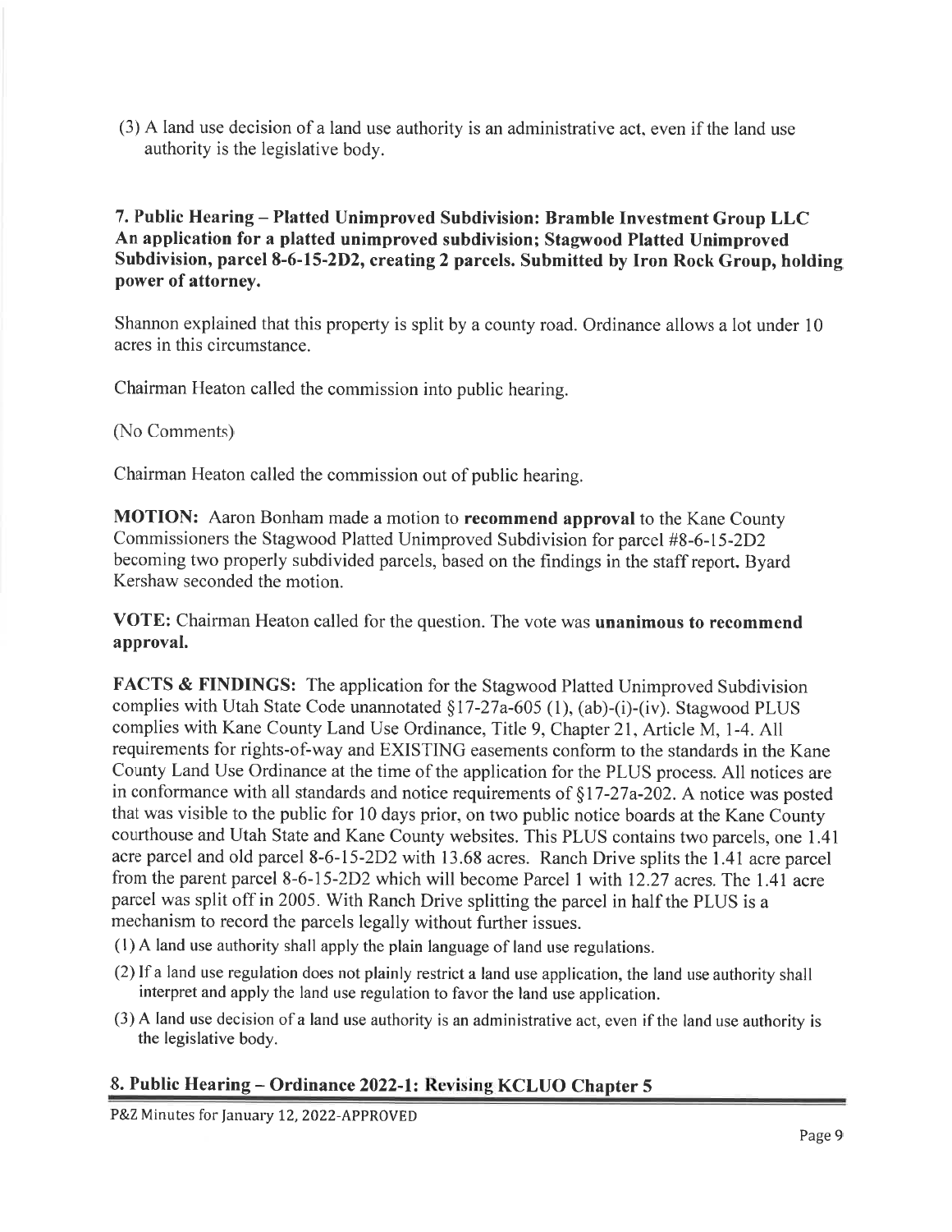(3) A land use decision of a land use authority is an administrative act, even if the land use authority is the legislative body.

**7. Public Hearing – Platted Unimproved Subdivision: Bramble Investment Group LLC An application for a platted unimproved subdivision; Stagwood Platted Unimproved Subdivision, parcel 8-6-15-2D2, creating 2 parcels. Submitted by Iron Rock Group, holding power of attorney.**

Shannon explained that this property is split by a county road. Ordinance allows a lot under 10 acres in this circumstance.

Chairman Heaton called the commission into public hearing.

(No Comments)

Chairman Heaton called the commission out of public hearing.

**MOTION:** Aaron Bonham made a motion to **recommend approval** to the Kane County Commissioners the Stagwood Platted Unimproved Subdivision for parcel #8-6-15-2D2 becoming two properly subdivided parcels, based on the findings in the staff report. Byard Kershaw seconded the motion.

**VOTE:** Chairman Heaton called for the question. The vote was **unanimous to recommend approval.**

**FACTS & FINDINGS:** The application for the Stagwood Platted Unimproved Subdivision complies with Utah State Code unannotated §17-27a-605 (1), (ab)-(i)-(iv). Stagwood PLUS complies with Kane County Land Use Ordinance, Title 9, Chapter 21, Article M, 1-4. All requirements for rights-of-way and EXISTING easements conform to the standards in the Kane County Land Use Ordinance at the time of the application for the PLUS process. All notices are in conformance with all standards and notice requirements of §17-27a-202. A notice was posted that was visible to the public for 10 days prior, on two public notice boards at the Kane County courthouse and Utah State and Kane County websites. This PLUS contains two parcels, one 1.41 acre parcel and old parcel 8-6-15-2D2 with 13.68 acres. Ranch Drive splits the 1.41 acre parcel from the parent parcel 8-6-15-2D2 which will become Parcel 1 with 12.27 acres. The 1.41 acre parcel was split off in 2005. With Ranch Drive splitting the parcel in half the PLUS is a mechanism to record the parcels legally without further issues.

(1) A land use authority shall apply the plain language of land use regulations.

(2) If a land use regulation does not plainly restrict a land use application, the land use authority shall interpret and apply the land use regulation to favor the land use application.

(3) A land use decision of a land use authority is an administrative act, even if the land use authority is the legislative body.

## 8. Public Hearing – Ordinance 2022-1: Revising KCLUO Chapter 5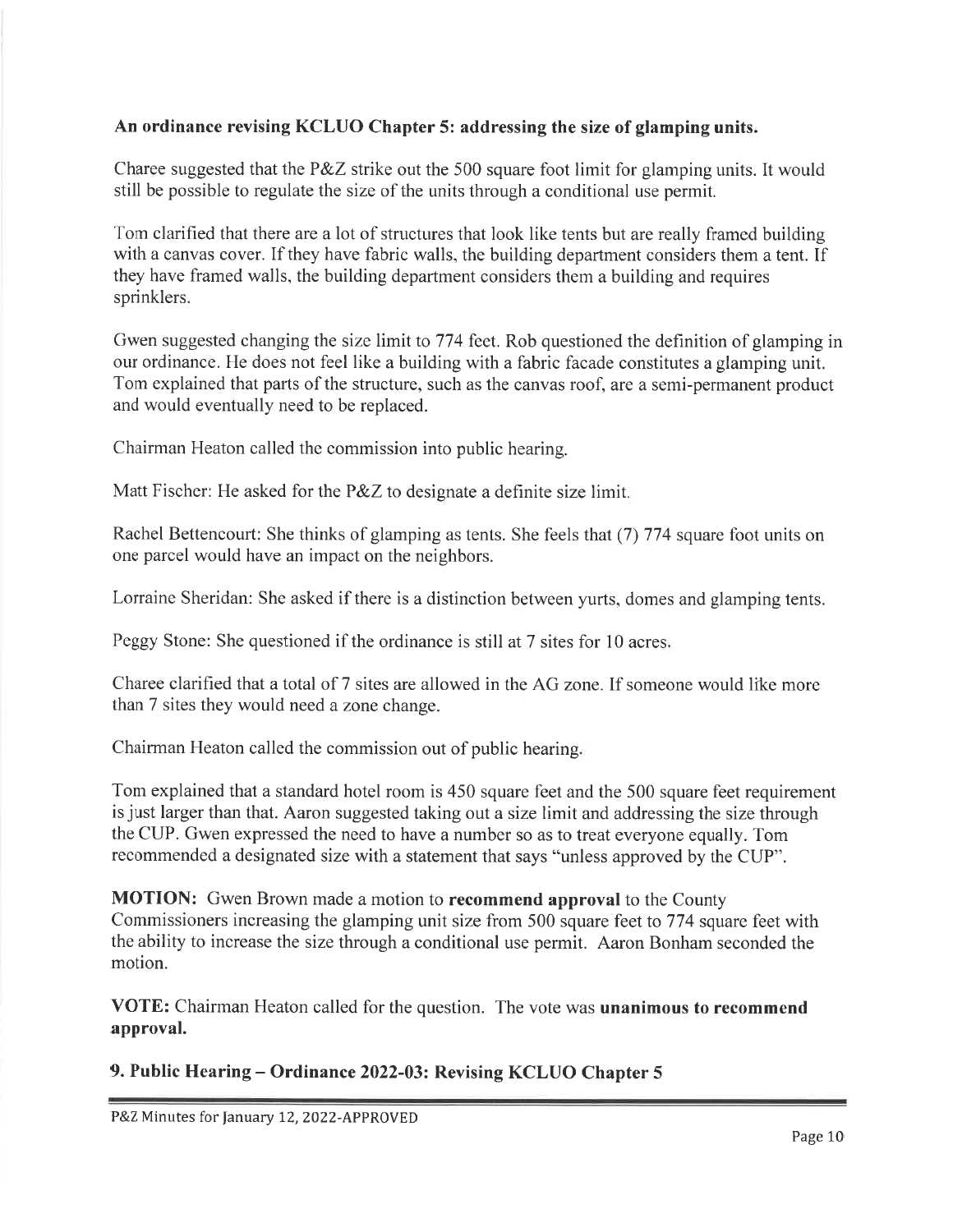**An ordinance revising KCLUO Chapter 5: addressing the size of glamping units.**

Charee suggested that the P&Z strike out the 500 square foot limit for glamping units. It would still be possible to regulate the size of the units through a conditional use permit.

Tom clarified that there are a lot of structures that look like tents but are really framed building with a canvas cover. If they have fabric walls, the building department considers them a tent. If they have framed walls, the building department considers them a building and requires sprinklers.

Gwen suggested changing the size limit to 774 feet. Rob questioned the definition of glamping in our ordinance. He does not feel like a building with a fabric facade constitutes a glamping unit. Tom explained that parts of the structure, such as the canvas roof, are a semi-permanent product and would eventually need to be replaced.

Chairman Heaton called the commission into public hearing.

Matt Fischer: He asked for the P&Z to designate a definite size limit.

Rachel Bettencourt: She thinks of glamping as tents. She feels that (7) 774 square foot units on one parcel would have an impact on the neighbors.

Lorraine Sheridan: She asked if there is a distinction between yurts, domes and glamping tents.

Peggy Stone: She questioned if the ordinance is still at 7 sites for 10 acres.

Charee clarified that a total of 7 sites are allowed in the AG zone. If someone would like more than 7 sites they would need a zone change.

Chairman Heaton called the commission out of public hearing.

Tom explained that a standard hotel room is 450 square feet and the 500 square feet requirement is just larger than that. Aaron suggested taking out a size limit and addressing the size through the CUP. Gwen expressed the need to have a number so as to treat everyone equally. Tom recommended a designated size with a statement that says "unless approved by the CUP".

**MOTION:** Gwen Brown made a motion to **recommend approval** to the County Commissioners increasing the glamping unit size from 500 square feet to 774 square feet with the ability to increase the size through a conditional use permit. Aaron Bonham seconded the motion.

**VOTE:** Chairman Heaton called for the question. The vote was **unanimous to recommend approval.**

**9. Public Hearing – Ordinance 2022-03: Revising KCLUO Chapter 5**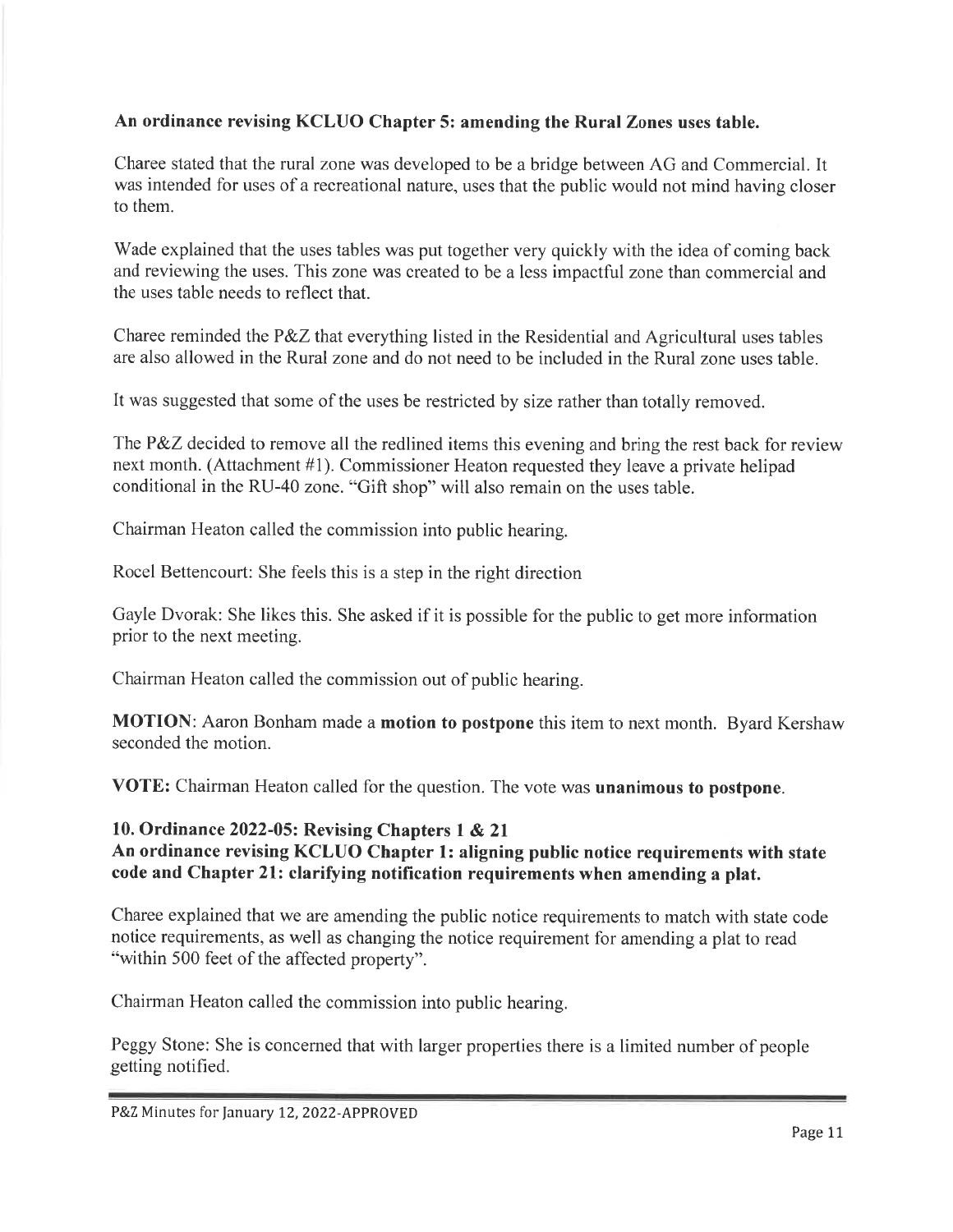**An ordinance revising KCLUO Chapter 5: amending the Rural Zones uses table.**

Charee stated that the rural zone was developed to be a bridge between AG and Commercial. It was intended for uses of a recreational nature, uses that the public would not mind having closer to them.

Wade explained that the uses tables was put together very quickly with the idea of coming back and reviewing the uses. This zone was created to be a less impactful zone than commercial and the uses table needs to reflect that.

Charee reminded the P&Z that everything listed in the Residential and Agricultural uses tables are also allowed in the Rural zone and do not need to be included in the Rural zone uses table.

It was suggested that some of the uses be restricted by size rather than totally removed.

The P&Z decided to remove all the redlined items this evening and bring the rest back for review next month. (Attachment #1). Commissioner Heaton requested they leave a private helipad conditional in the RU-40 zone. "Gift shop" will also remain on the uses table.

Chairman Heaton called the commission into public hearing.

Rocel Bettencourt: She feels this is a step in the right direction

Gayle Dvorak: She likes this. She asked if it is possible for the public to get more information prior to the next meeting.

Chairman Heaton called the commission out of public hearing.

**MOTION**: Aaron Bonham made a **motion to postpone** this item to next month. Byard Kershaw seconded the motion.

**VOTE:** Chairman Heaton called for the question. The vote was **unanimous to postpone**.

**10. Ordinance 2022-05: Revising Chapters 1 & 21**
**An ordinance revising KCLUO Chapter 1: aligning public notice requirements with state code and Chapter 21: clarifying notification requirements when amending a plat.**

Charee explained that we are amending the public notice requirements to match with state code notice requirements, as well as changing the notice requirement for amending a plat to read "within 500 feet of the affected property".

Chairman Heaton called the commission into public hearing.

Peggy Stone: She is concerned that with larger properties there is a limited number of people getting notified.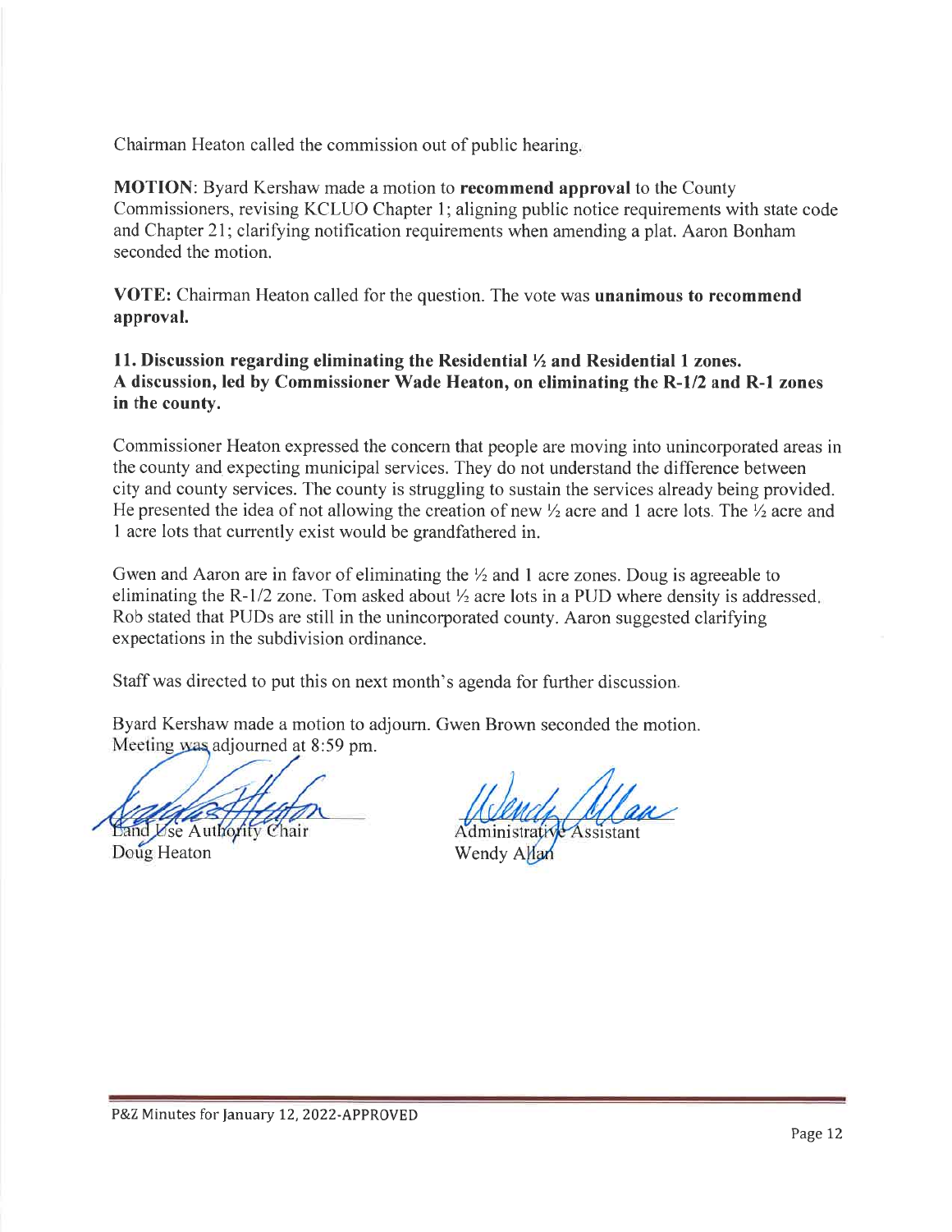Chairman Heaton called the commission out of public hearing.

**MOTION**: Byard Kershaw made a motion to **recommend approval** to the County Commissioners, revising KCLUO Chapter 1; aligning public notice requirements with state code and Chapter 21; clarifying notification requirements when amending a plat. Aaron Bonham seconded the motion.

**VOTE:** Chairman Heaton called for the question. The vote was **unanimous to recommend approval.**

**11. Discussion regarding eliminating the Residential ½ and Residential 1 zones. A discussion, led by Commissioner Wade Heaton, on eliminating the R-1/2 and R-1 zones in the county.**

Commissioner Heaton expressed the concern that people are moving into unincorporated areas in the county and expecting municipal services. They do not understand the difference between city and county services. The county is struggling to sustain the services already being provided. He presented the idea of not allowing the creation of new ½ acre and 1 acre lots. The ½ acre and 1 acre lots that currently exist would be grandfathered in.

Gwen and Aaron are in favor of eliminating the ½ and 1 acre zones. Doug is agreeable to eliminating the R-1/2 zone. Tom asked about ½ acre lots in a PUD where density is addressed. Rob stated that PUDs are still in the unincorporated county. Aaron suggested clarifying expectations in the subdivision ordinance.

Staff was directed to put this on next month's agenda for further discussion.

Byard Kershaw made a motion to adjourn. Gwen Brown seconded the motion. Meeting was adjourned at 8:59 pm.

Land Use Authority Chair
Doug Heaton

Administrative Assistant
Wendy Allan

P&Z Minutes for January 12, 2022-APPROVED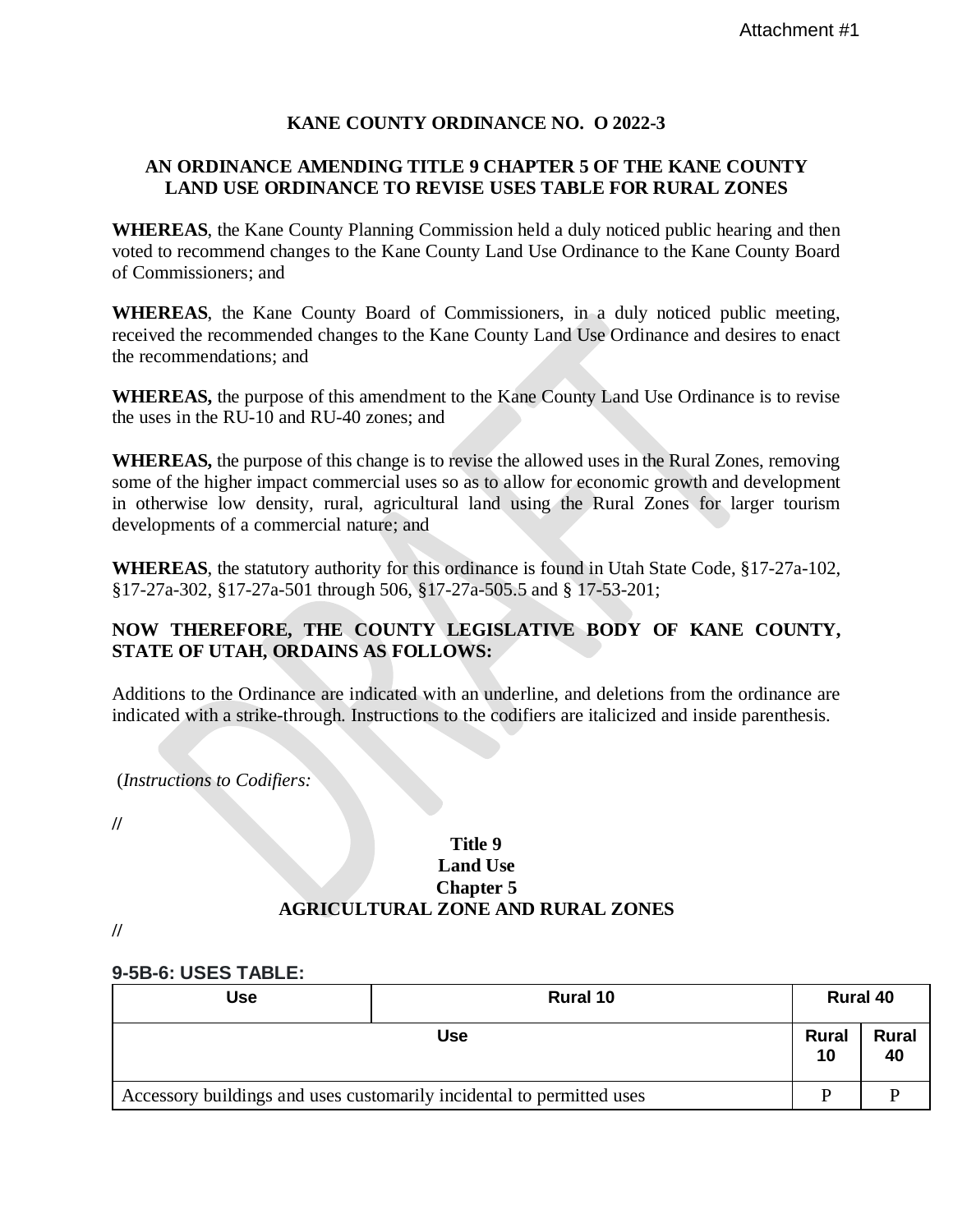Attachment #1

**KANE COUNTY ORDINANCE NO. O 2022-3**

**AN ORDINANCE AMENDING TITLE 9 CHAPTER 5 OF THE KANE COUNTY LAND USE ORDINANCE TO REVISE USES TABLE FOR RURAL ZONES**

**WHEREAS**, the Kane County Planning Commission held a duly noticed public hearing and then voted to recommend changes to the Kane County Land Use Ordinance to the Kane County Board of Commissioners; and

**WHEREAS**, the Kane County Board of Commissioners, in a duly noticed public meeting, received the recommended changes to the Kane County Land Use Ordinance and desires to enact the recommendations; and

**WHEREAS,** the purpose of this amendment to the Kane County Land Use Ordinance is to revise the uses in the RU-10 and RU-40 zones; and

**WHEREAS,** the purpose of this change is to revise the allowed uses in the Rural Zones, removing some of the higher impact commercial uses so as to allow for economic growth and development in otherwise low density, rural, agricultural land using the Rural Zones for larger tourism developments of a commercial nature; and

**WHEREAS**, the statutory authority for this ordinance is found in Utah State Code, §17-27a-102, §17-27a-302, §17-27a-501 through 506, §17-27a-505.5 and § 17-53-201;

**NOW THEREFORE, THE COUNTY LEGISLATIVE BODY OF KANE COUNTY, STATE OF UTAH, ORDAINS AS FOLLOWS:**

Additions to the Ordinance are indicated with an underline, and deletions from the ordinance are indicated with a strike-through. Instructions to the codifiers are italicized and inside parenthesis.

(*Instructions to Codifiers:*

//

**Title 9**
**Land Use**
**Chapter 5**
**AGRICULTURAL ZONE AND RURAL ZONES**

//

### 9-5B-6: USES TABLE:

| Use | Rural 10 | Rural 40 | |
|---|---|---|---|
| Use | | Rural 10 | Rural 40 |
| Accessory buildings and uses customarily incidental to permitted uses | | P | P |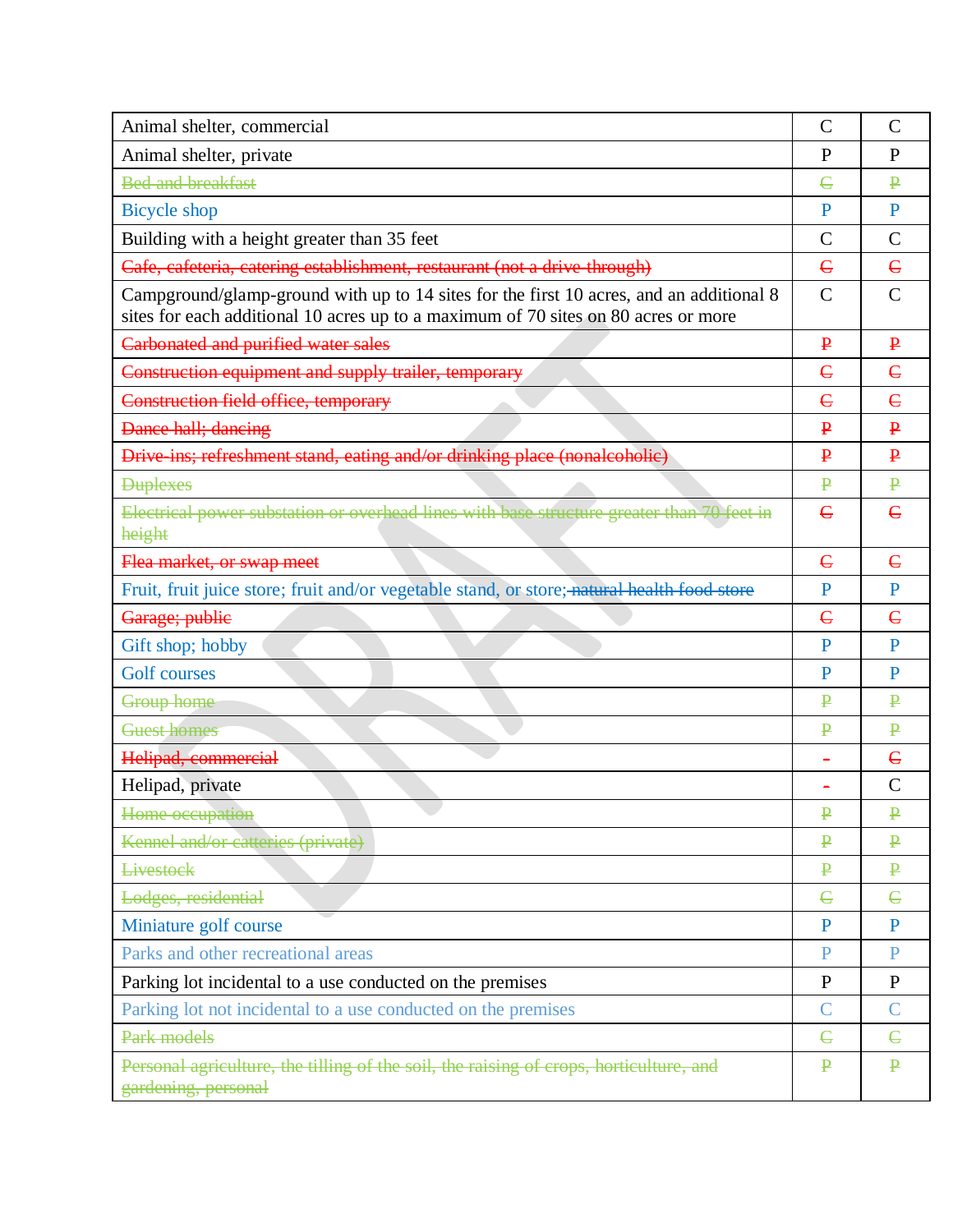| | | |
|---|---|---|
| Animal shelter, commercial | C | C |
| Animal shelter, private | P | P |
| ~~Bed and breakfast~~ | ~~C~~ | ~~P~~ |
| Bicycle shop | P | P |
| Building with a height greater than 35 feet | C | C |
| ~~Cafe, cafeteria, catering establishment, restaurant (not a drive-through)~~ | ~~C~~ | ~~C~~ |
| Campground/glamp-ground with up to 14 sites for the first 10 acres, and an additional 8 sites for each additional 10 acres up to a maximum of 70 sites on 80 acres or more | C | C |
| ~~Carbonated and purified water sales~~ | ~~P~~ | ~~P~~ |
| ~~Construction equipment and supply trailer, temporary~~ | ~~C~~ | ~~C~~ |
| ~~Construction field office, temporary~~ | ~~C~~ | ~~C~~ |
| ~~Dance hall; dancing~~ | ~~P~~ | ~~P~~ |
| ~~Drive-ins; refreshment stand, eating and/or drinking place (nonalcoholic)~~ | ~~P~~ | ~~P~~ |
| ~~Duplexes~~ | ~~P~~ | ~~P~~ |
| ~~Electrical power substation or overhead lines with base structure greater than 70 feet in height~~ | ~~C~~ | ~~C~~ |
| ~~Flea market, or swap meet~~ | ~~C~~ | ~~C~~ |
| Fruit, fruit juice store; fruit and/or vegetable stand, or store~~; natural health food store~~ | P | P |
| ~~Garage; public~~ | ~~C~~ | ~~C~~ |
| Gift shop; hobby | P | P |
| Golf courses | P | P |
| ~~Group home~~ | ~~P~~ | ~~P~~ |
| ~~Guest homes~~ | ~~P~~ | ~~P~~ |
| ~~Helipad, commercial~~ | ~~-~~ | ~~C~~ |
| Helipad, private | ~~-~~ | C |
| ~~Home occupation~~ | ~~P~~ | ~~P~~ |
| ~~Kennel and/or catteries (private)~~ | ~~P~~ | ~~P~~ |
| ~~Livestock~~ | ~~P~~ | ~~P~~ |
| ~~Lodges, residential~~ | ~~C~~ | ~~C~~ |
| Miniature golf course | P | P |
| Parks and other recreational areas | P | P |
| Parking lot incidental to a use conducted on the premises | P | P |
| Parking lot not incidental to a use conducted on the premises | C | C |
| ~~Park models~~ | ~~C~~ | ~~C~~ |
| ~~Personal agriculture, the tilling of the soil, the raising of crops, horticulture, and gardening, personal~~ | ~~P~~ | ~~P~~ |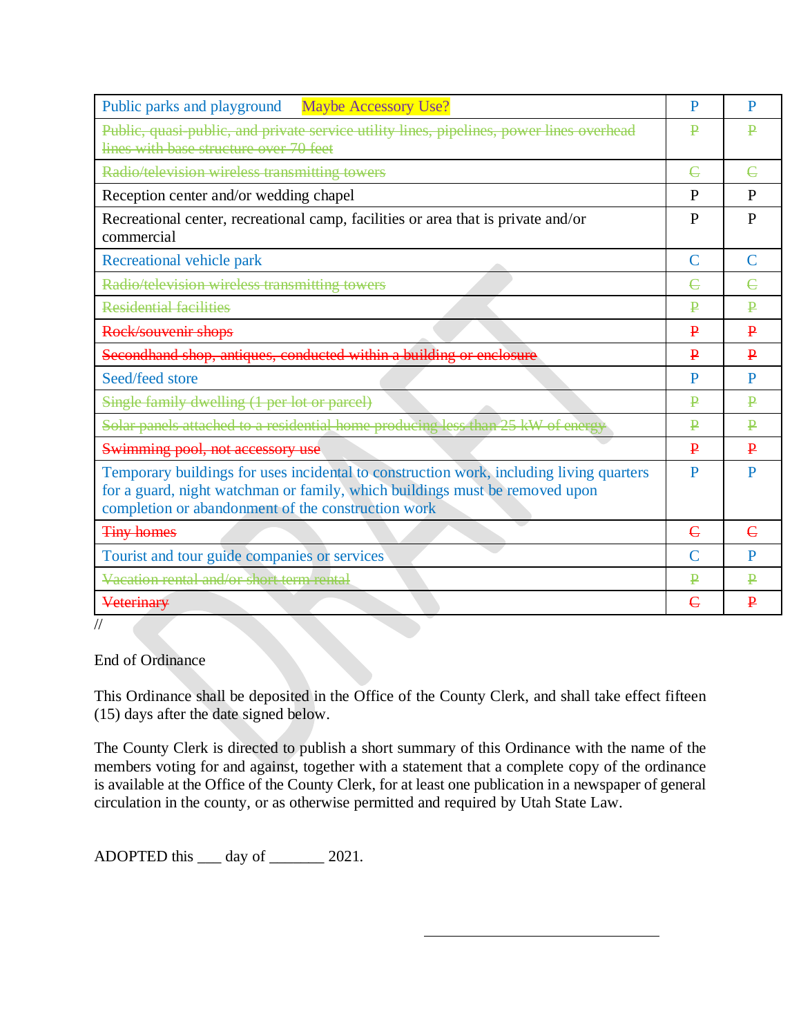| | | |
|---|---|---|
| Public parks and playground Maybe Accessory Use? | P | P |
| ~~Public, quasi-public, and private service utility lines, pipelines, power lines overhead lines with base structure over 70 feet~~ | ~~P~~ | ~~P~~ |
| ~~Radio/television wireless transmitting towers~~ | ~~C~~ | ~~C~~ |
| Reception center and/or wedding chapel | P | P |
| Recreational center, recreational camp, facilities or area that is private and/or commercial | P | P |
| Recreational vehicle park | C | C |
| ~~Radio/television wireless transmitting towers~~ | ~~C~~ | ~~C~~ |
| ~~Residential facilities~~ | ~~P~~ | ~~P~~ |
| ~~Rock/souvenir shops~~ | ~~P~~ | ~~P~~ |
| ~~Secondhand shop, antiques, conducted within a building or enclosure~~ | ~~P~~ | ~~P~~ |
| Seed/feed store | P | P |
| ~~Single family dwelling (1 per lot or parcel)~~ | ~~P~~ | ~~P~~ |
| ~~Solar panels attached to a residential home producing less than 25 kW of energy~~ | ~~P~~ | ~~P~~ |
| ~~Swimming pool, not accessory use~~ | ~~P~~ | ~~P~~ |
| Temporary buildings for uses incidental to construction work, including living quarters for a guard, night watchman or family, which buildings must be removed upon completion or abandonment of the construction work | P | P |
| ~~Tiny homes~~ | ~~C~~ | ~~C~~ |
| Tourist and tour guide companies or services | C | P |
| ~~Vacation rental and/or short term rental~~ | ~~P~~ | ~~P~~ |
| ~~Veterinary~~ | ~~C~~ | ~~P~~ |

//

End of Ordinance

This Ordinance shall be deposited in the Office of the County Clerk, and shall take effect fifteen (15) days after the date signed below.

The County Clerk is directed to publish a short summary of this Ordinance with the name of the members voting for and against, together with a statement that a complete copy of the ordinance is available at the Office of the County Clerk, for at least one publication in a newspaper of general circulation in the county, or as otherwise permitted and required by Utah State Law.

ADOPTED this ___ day of _______ 2021.

\_\_\_\_\_\_\_\_\_\_\_\_\_\_\_\_\_\_\_\_\_\_\_\_\_\_\_\_\_\_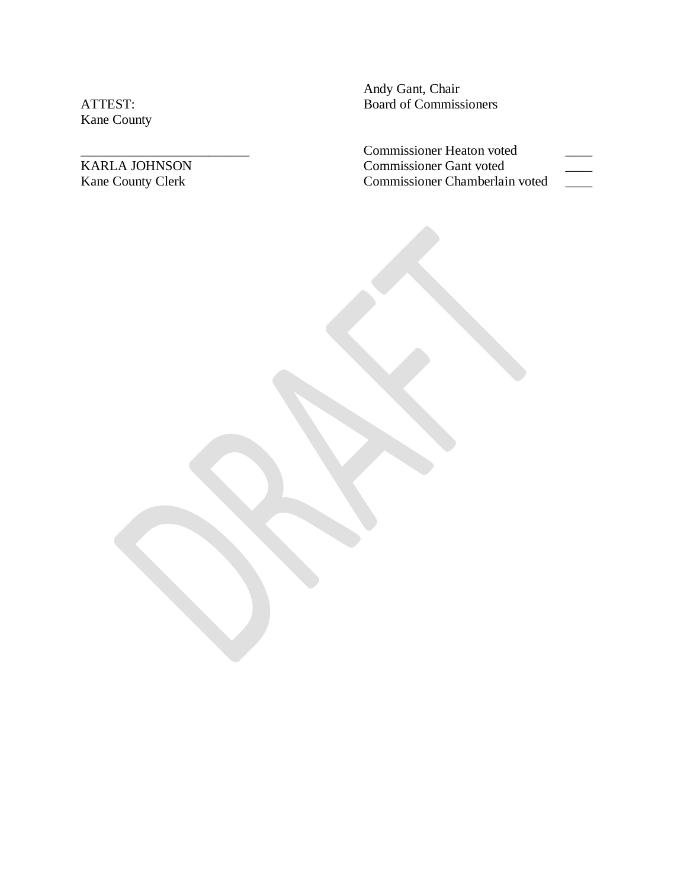Andy Gant, Chair
Board of Commissioners

ATTEST:
Kane County

________________________
KARLA JOHNSON
Kane County Clerk

Commissioner Heaton voted ____
Commissioner Gant voted ____
Commissioner Chamberlain voted ____

DRAFT